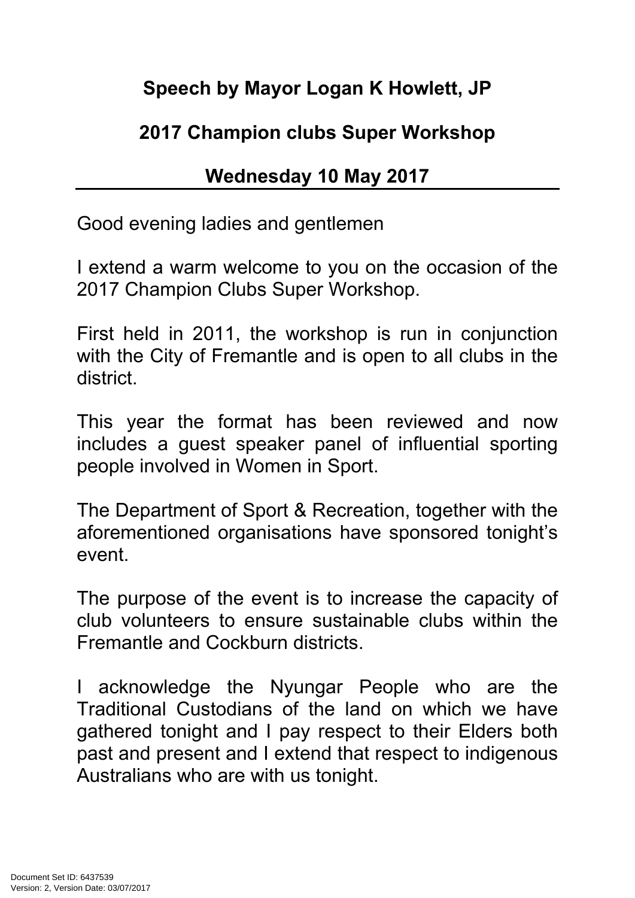## Speech by Mayor Logan K Howlett, JP

## 2017 Champion clubs Super Workshop

## Wednesday 10 May 2017

---

Good evening ladies and gentlemen

I extend a warm welcome to you on the occasion of the 2017 Champion Clubs Super Workshop.

First held in 2011, the workshop is run in conjunction with the City of Fremantle and is open to all clubs in the district.

This year the format has been reviewed and now includes a guest speaker panel of influential sporting people involved in Women in Sport.

The Department of Sport & Recreation, together with the aforementioned organisations have sponsored tonight's event.

The purpose of the event is to increase the capacity of club volunteers to ensure sustainable clubs within the Fremantle and Cockburn districts.

I acknowledge the Nyungar People who are the Traditional Custodians of the land on which we have gathered tonight and I pay respect to their Elders both past and present and I extend that respect to indigenous Australians who are with us tonight.

Document Set ID: 6437539
Version: 2, Version Date: 03/07/2017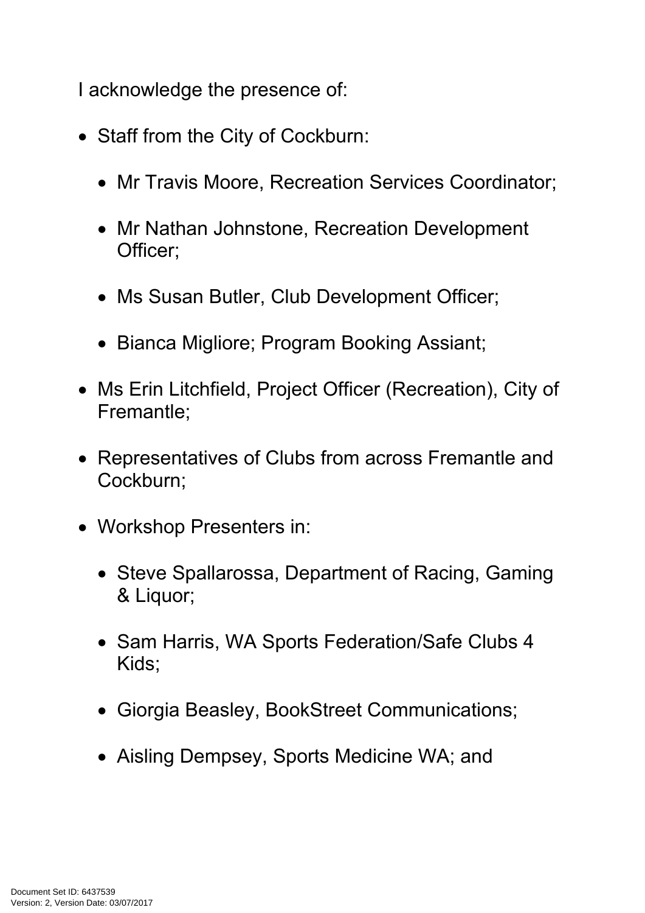I acknowledge the presence of:

- Staff from the City of Cockburn:
  - Mr Travis Moore, Recreation Services Coordinator;
  - Mr Nathan Johnstone, Recreation Development Officer;
  - Ms Susan Butler, Club Development Officer;
  - Bianca Migliore; Program Booking Assiant;
- Ms Erin Litchfield, Project Officer (Recreation), City of Fremantle;
- Representatives of Clubs from across Fremantle and Cockburn;
- Workshop Presenters in:
  - Steve Spallarossa, Department of Racing, Gaming & Liquor;
  - Sam Harris, WA Sports Federation/Safe Clubs 4 Kids;
  - Giorgia Beasley, BookStreet Communications;
  - Aisling Dempsey, Sports Medicine WA; and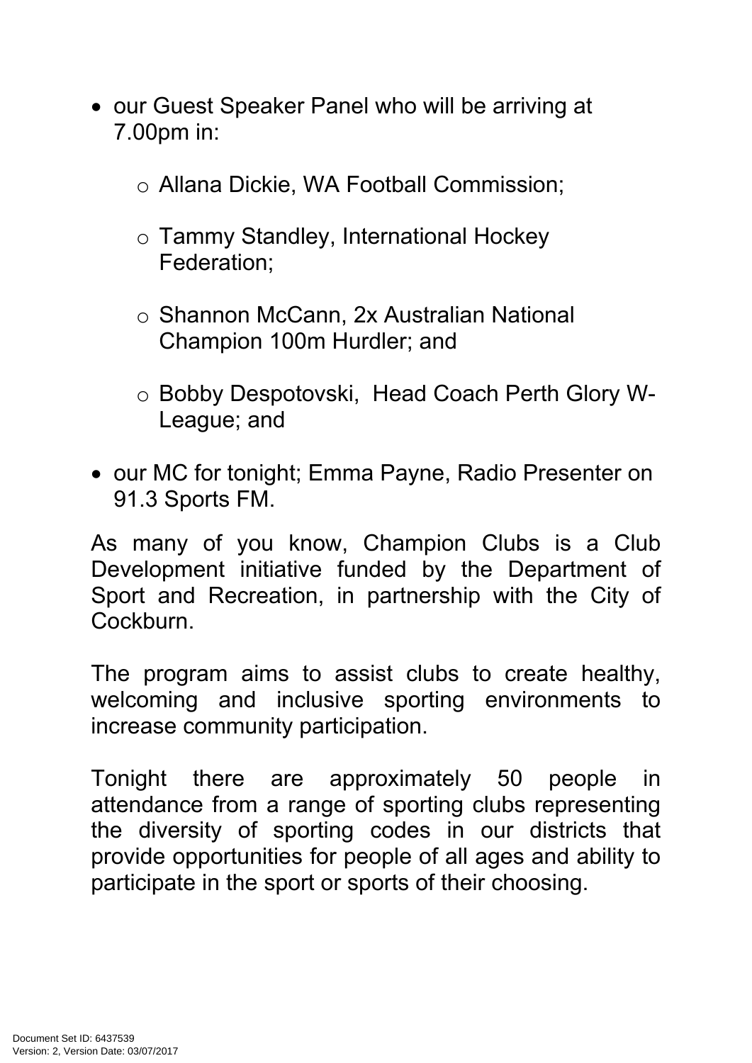- our Guest Speaker Panel who will be arriving at 7.00pm in:

  - Allana Dickie, WA Football Commission;

  - Tammy Standley, International Hockey Federation;

  - Shannon McCann, 2x Australian National Champion 100m Hurdler; and

  - Bobby Despotovski, Head Coach Perth Glory W-League; and

- our MC for tonight; Emma Payne, Radio Presenter on 91.3 Sports FM.

As many of you know, Champion Clubs is a Club Development initiative funded by the Department of Sport and Recreation, in partnership with the City of Cockburn.

The program aims to assist clubs to create healthy, welcoming and inclusive sporting environments to increase community participation.

Tonight there are approximately 50 people in attendance from a range of sporting clubs representing the diversity of sporting codes in our districts that provide opportunities for people of all ages and ability to participate in the sport or sports of their choosing.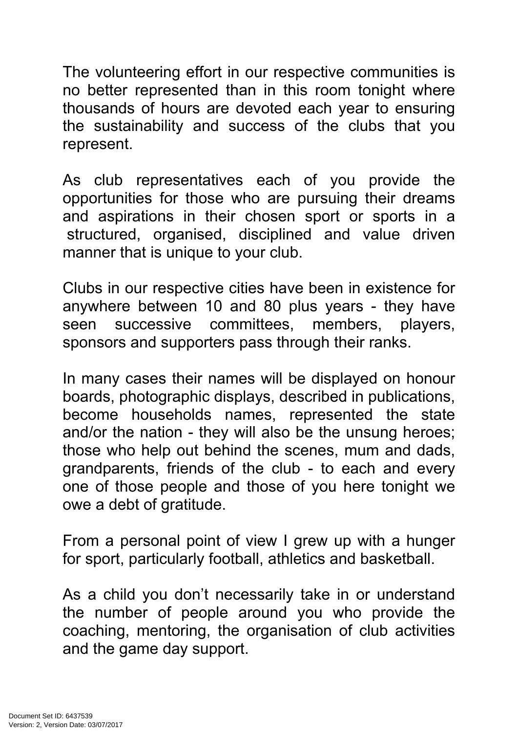The volunteering effort in our respective communities is no better represented than in this room tonight where thousands of hours are devoted each year to ensuring the sustainability and success of the clubs that you represent.

As club representatives each of you provide the opportunities for those who are pursuing their dreams and aspirations in their chosen sport or sports in a structured, organised, disciplined and value driven manner that is unique to your club.

Clubs in our respective cities have been in existence for anywhere between 10 and 80 plus years - they have seen successive committees, members, players, sponsors and supporters pass through their ranks.

In many cases their names will be displayed on honour boards, photographic displays, described in publications, become households names, represented the state and/or the nation - they will also be the unsung heroes; those who help out behind the scenes, mum and dads, grandparents, friends of the club - to each and every one of those people and those of you here tonight we owe a debt of gratitude.

From a personal point of view I grew up with a hunger for sport, particularly football, athletics and basketball.

As a child you don't necessarily take in or understand the number of people around you who provide the coaching, mentoring, the organisation of club activities and the game day support.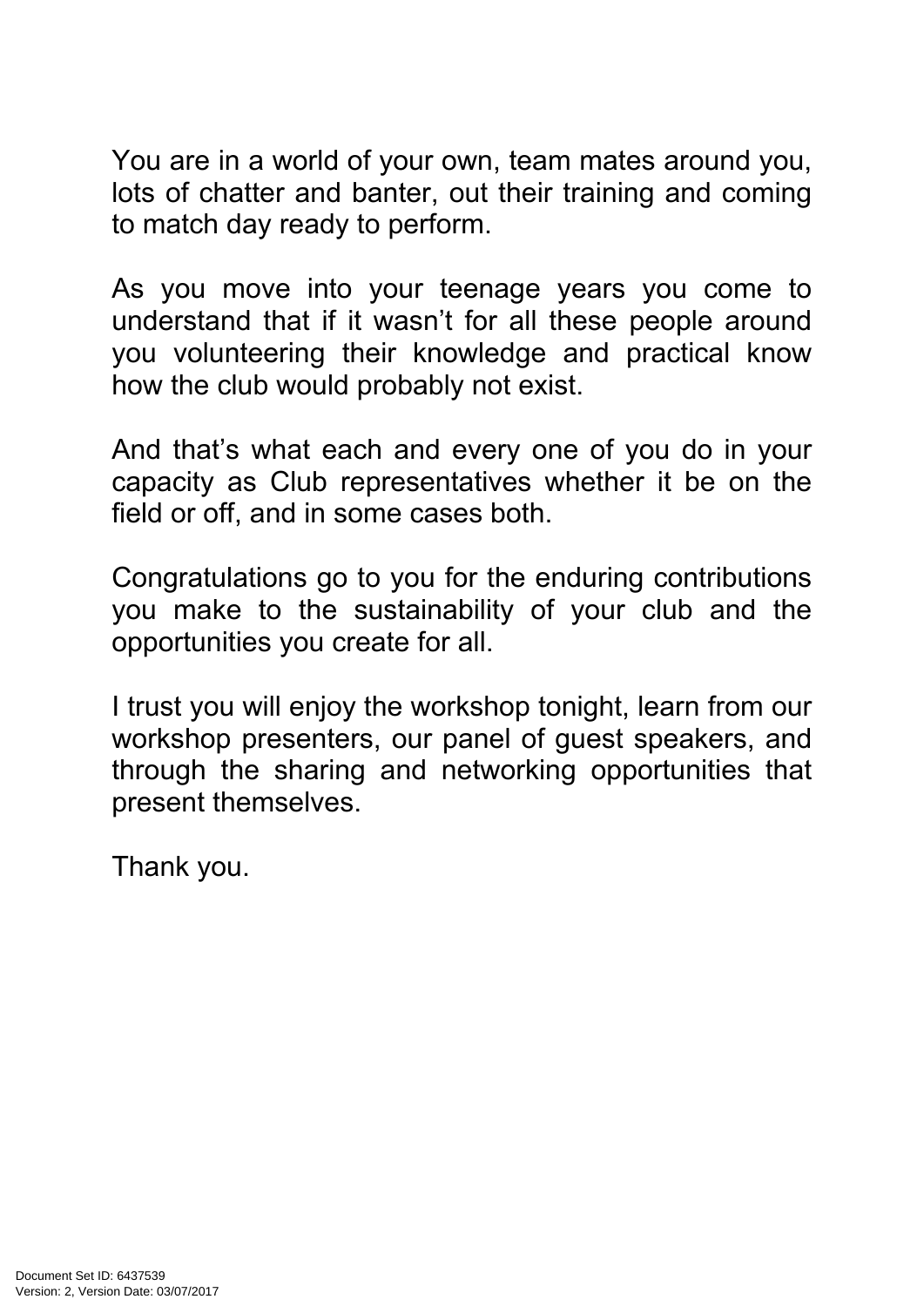You are in a world of your own, team mates around you, lots of chatter and banter, out their training and coming to match day ready to perform.

As you move into your teenage years you come to understand that if it wasn't for all these people around you volunteering their knowledge and practical know how the club would probably not exist.

And that's what each and every one of you do in your capacity as Club representatives whether it be on the field or off, and in some cases both.

Congratulations go to you for the enduring contributions you make to the sustainability of your club and the opportunities you create for all.

I trust you will enjoy the workshop tonight, learn from our workshop presenters, our panel of guest speakers, and through the sharing and networking opportunities that present themselves.

Thank you.